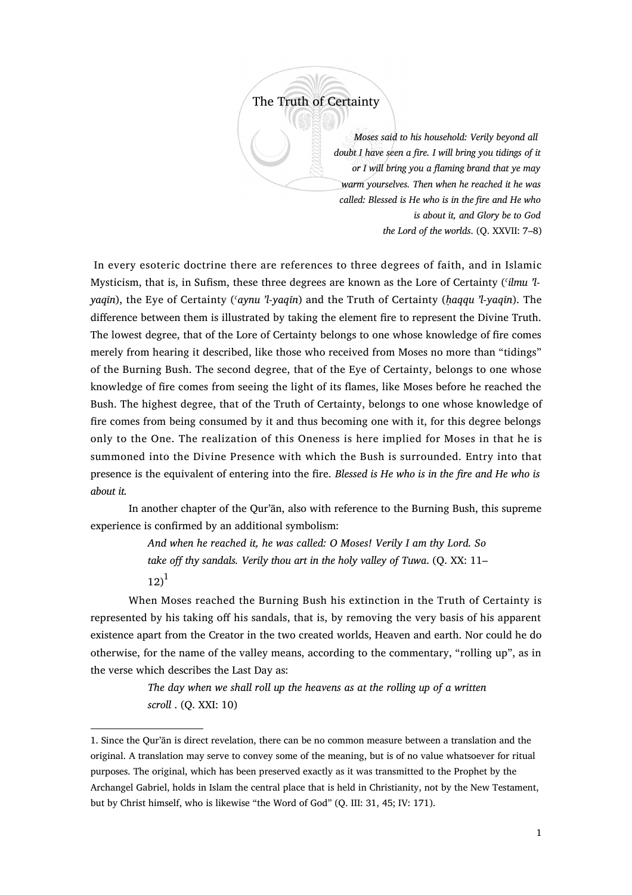# The Truth of Certainty

> *Moses said to his household: Verily beyond all doubt I have seen a fire. I will bring you tidings of it or I will bring you a flaming brand that ye may warm yourselves. Then when he reached it he was called: Blessed is He who is in the fire and He who is about it, and Glory be to God the Lord of the worlds.* (Q. XXVII: 7–8)

In every esoteric doctrine there are references to three degrees of faith, and in Islamic Mysticism, that is, in Sufism, these three degrees are known as the Lore of Certainty (*ʿilmu ’l-yaqīn*), the Eye of Certainty (*ʿaynu ’l-yaqīn*) and the Truth of Certainty (*ḥaqqu ’l-yaqīn*). The difference between them is illustrated by taking the element fire to represent the Divine Truth. The lowest degree, that of the Lore of Certainty belongs to one whose knowledge of fire comes merely from hearing it described, like those who received from Moses no more than "tidings" of the Burning Bush. The second degree, that of the Eye of Certainty, belongs to one whose knowledge of fire comes from seeing the light of its flames, like Moses before he reached the Bush. The highest degree, that of the Truth of Certainty, belongs to one whose knowledge of fire comes from being consumed by it and thus becoming one with it, for this degree belongs only to the One. The realization of this Oneness is here implied for Moses in that he is summoned into the Divine Presence with which the Bush is surrounded. Entry into that presence is the equivalent of entering into the fire. *Blessed is He who is in the fire and He who is about it.*

In another chapter of the Qur'ān, also with reference to the Burning Bush, this supreme experience is confirmed by an additional symbolism:

> *And when he reached it, he was called: O Moses! Verily I am thy Lord. So take off thy sandals. Verily thou art in the holy valley of Tuwa.* (Q. XX: 11–12)[1]

When Moses reached the Burning Bush his extinction in the Truth of Certainty is represented by his taking off his sandals, that is, by removing the very basis of his apparent existence apart from the Creator in the two created worlds, Heaven and earth. Nor could he do otherwise, for the name of the valley means, according to the commentary, "rolling up", as in the verse which describes the Last Day as:

> *The day when we shall roll up the heavens as at the rolling up of a written scroll .* (Q. XXI: 10)

---

1. Since the Qur'ān is direct revelation, there can be no common measure between a translation and the original. A translation may serve to convey some of the meaning, but is of no value whatsoever for ritual purposes. The original, which has been preserved exactly as it was transmitted to the Prophet by the Archangel Gabriel, holds in Islam the central place that is held in Christianity, not by the New Testament, but by Christ himself, who is likewise "the Word of God" (Q. III: 31, 45; IV: 171).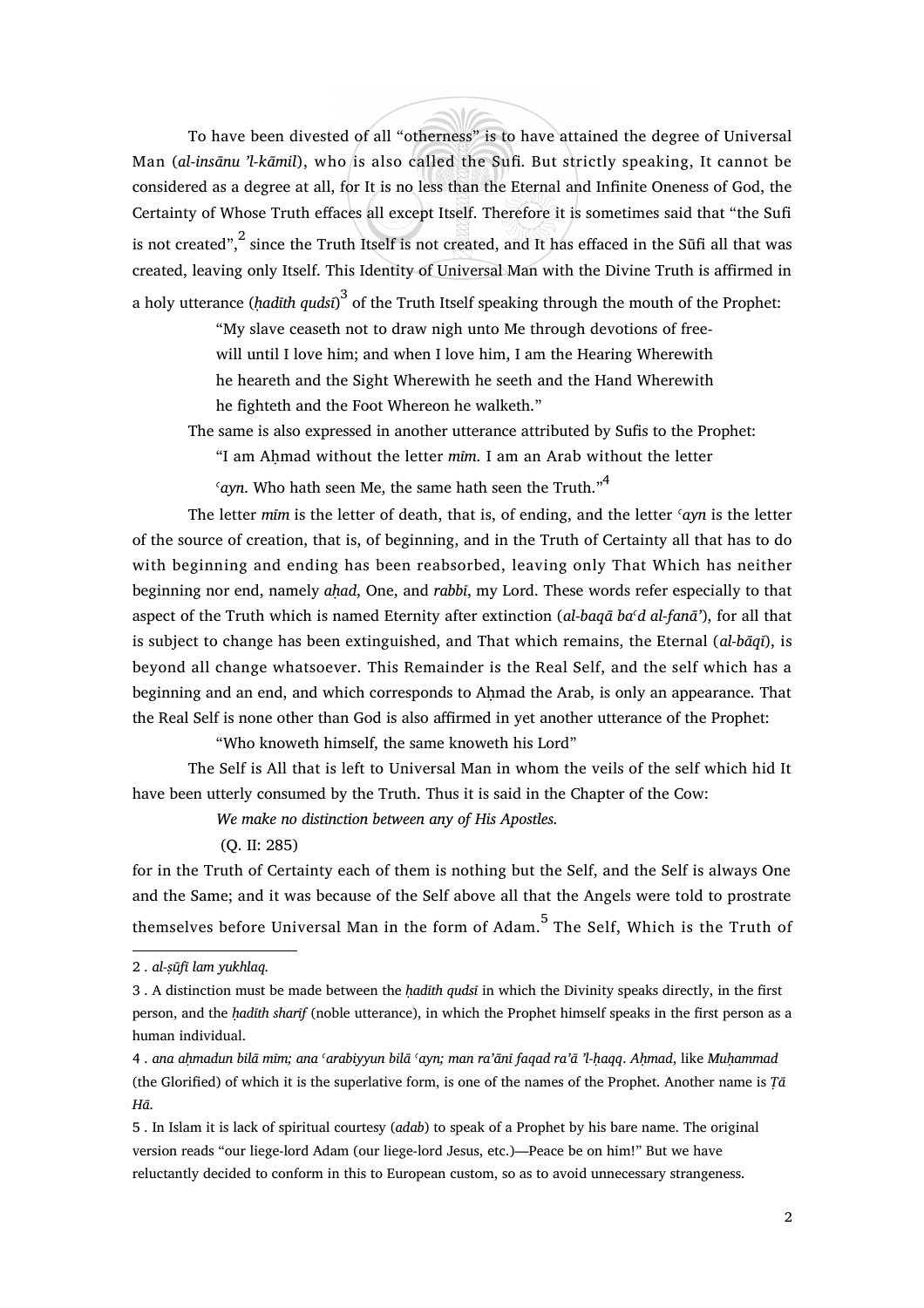To have been divested of all "otherness" is to have attained the degree of Universal Man (*al-insānu 'l-kāmil*), who is also called the Sufi. But strictly speaking, It cannot be considered as a degree at all, for It is no less than the Eternal and Infinite Oneness of God, the Certainty of Whose Truth effaces all except Itself. Therefore it is sometimes said that "the Sufi is not created",[2] since the Truth Itself is not created, and It has effaced in the Sūfi all that was created, leaving only Itself. This Identity of Universal Man with the Divine Truth is affirmed in a holy utterance (*ḥadīth qudsī*)[3] of the Truth Itself speaking through the mouth of the Prophet:

> "My slave ceaseth not to draw nigh unto Me through devotions of free-will until I love him; and when I love him, I am the Hearing Wherewith he heareth and the Sight Wherewith he seeth and the Hand Wherewith he fighteth and the Foot Whereon he walketh."

The same is also expressed in another utterance attributed by Sufis to the Prophet:

> "I am Aḥmad without the letter *mīm*. I am an Arab without the letter *ʿayn*. Who hath seen Me, the same hath seen the Truth."[4]

The letter *mīm* is the letter of death, that is, of ending, and the letter *ʿayn* is the letter of the source of creation, that is, of beginning, and in the Truth of Certainty all that has to do with beginning and ending has been reabsorbed, leaving only That Which has neither beginning nor end, namely *aḥad*, One, and *rabbī*, my Lord. These words refer especially to that aspect of the Truth which is named Eternity after extinction (*al-baqā baʿd al-fanā'*), for all that is subject to change has been extinguished, and That which remains, the Eternal (*al-bāqī*), is beyond all change whatsoever. This Remainder is the Real Self, and the self which has a beginning and an end, and which corresponds to Aḥmad the Arab, is only an appearance. That the Real Self is none other than God is also affirmed in yet another utterance of the Prophet:

> "Who knoweth himself, the same knoweth his Lord"

The Self is All that is left to Universal Man in whom the veils of the self which hid It have been utterly consumed by the Truth. Thus it is said in the Chapter of the Cow:

> *We make no distinction between any of His Apostles.*
>
> (Q. II: 285)

for in the Truth of Certainty each of them is nothing but the Self, and the Self is always One and the Same; and it was because of the Self above all that the Angels were told to prostrate themselves before Universal Man in the form of Adam.[5] The Self, Which is the Truth of

---

2 . *al-ṣūfī lam yukhlaq.*

3 . A distinction must be made between the *ḥadīth qudsī* in which the Divinity speaks directly, in the first person, and the *ḥadīth sharīf* (noble utterance), in which the Prophet himself speaks in the first person as a human individual.

4 . *ana aḥmadun bilā mīm; ana ʿarabiyyun bilā ʿayn; man ra'ānī faqad ra'ā 'l-ḥaqq*. *Aḥmad*, like *Muḥammad* (the Glorified) of which it is the superlative form, is one of the names of the Prophet. Another name is *Ṭā Hā*.

5 . In Islam it is lack of spiritual courtesy (*adab*) to speak of a Prophet by his bare name. The original version reads "our liege-lord Adam (our liege-lord Jesus, etc.)—Peace be on him!" But we have reluctantly decided to conform in this to European custom, so as to avoid unnecessary strangeness.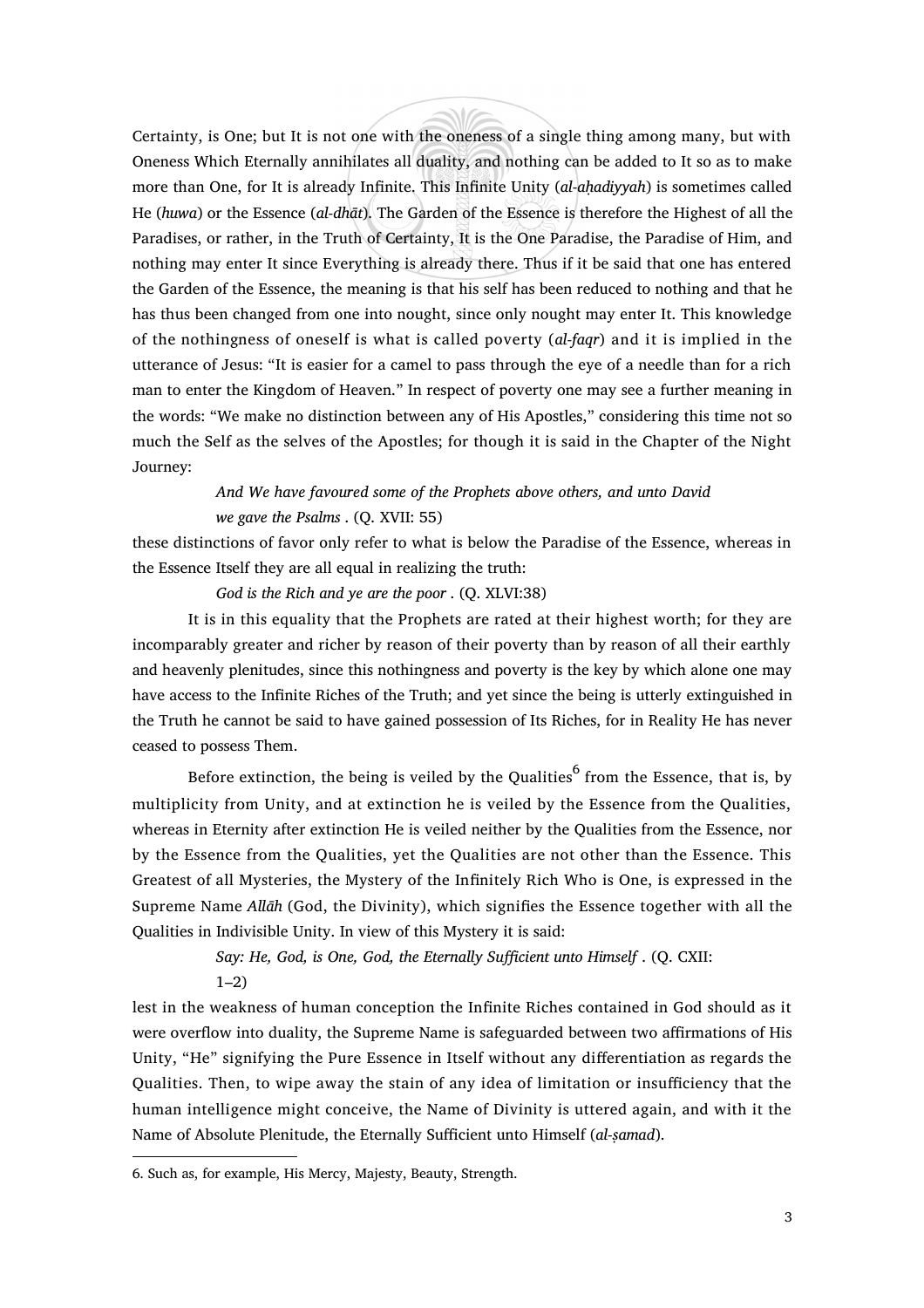Certainty, is One; but It is not one with the oneness of a single thing among many, but with Oneness Which Eternally annihilates all duality, and nothing can be added to It so as to make more than One, for It is already Infinite. This Infinite Unity (*al-aḥadiyyah*) is sometimes called He (*huwa*) or the Essence (*al-dhāt*). The Garden of the Essence is therefore the Highest of all the Paradises, or rather, in the Truth of Certainty, It is the One Paradise, the Paradise of Him, and nothing may enter It since Everything is already there. Thus if it be said that one has entered the Garden of the Essence, the meaning is that his self has been reduced to nothing and that he has thus been changed from one into nought, since only nought may enter It. This knowledge of the nothingness of oneself is what is called poverty (*al-faqr*) and it is implied in the utterance of Jesus: "It is easier for a camel to pass through the eye of a needle than for a rich man to enter the Kingdom of Heaven." In respect of poverty one may see a further meaning in the words: "We make no distinction between any of His Apostles," considering this time not so much the Self as the selves of the Apostles; for though it is said in the Chapter of the Night Journey:

> *And We have favoured some of the Prophets above others, and unto David we gave the Psalms* . (Q. XVII: 55)

these distinctions of favor only refer to what is below the Paradise of the Essence, whereas in the Essence Itself they are all equal in realizing the truth:

> *God is the Rich and ye are the poor* . (Q. XLVI:38)

It is in this equality that the Prophets are rated at their highest worth; for they are incomparably greater and richer by reason of their poverty than by reason of all their earthly and heavenly plenitudes, since this nothingness and poverty is the key by which alone one may have access to the Infinite Riches of the Truth; and yet since the being is utterly extinguished in the Truth he cannot be said to have gained possession of Its Riches, for in Reality He has never ceased to possess Them.

Before extinction, the being is veiled by the Qualities[6] from the Essence, that is, by multiplicity from Unity, and at extinction he is veiled by the Essence from the Qualities, whereas in Eternity after extinction He is veiled neither by the Qualities from the Essence, nor by the Essence from the Qualities, yet the Qualities are not other than the Essence. This Greatest of all Mysteries, the Mystery of the Infinitely Rich Who is One, is expressed in the Supreme Name *Allāh* (God, the Divinity), which signifies the Essence together with all the Qualities in Indivisible Unity. In view of this Mystery it is said:

> *Say: He, God, is One, God, the Eternally Sufficient unto Himself* . (Q. CXII: 1–2)

lest in the weakness of human conception the Infinite Riches contained in God should as it were overflow into duality, the Supreme Name is safeguarded between two affirmations of His Unity, "He" signifying the Pure Essence in Itself without any differentiation as regards the Qualities. Then, to wipe away the stain of any idea of limitation or insufficiency that the human intelligence might conceive, the Name of Divinity is uttered again, and with it the Name of Absolute Plenitude, the Eternally Sufficient unto Himself (*al-ṣamad*).

---

6. Such as, for example, His Mercy, Majesty, Beauty, Strength.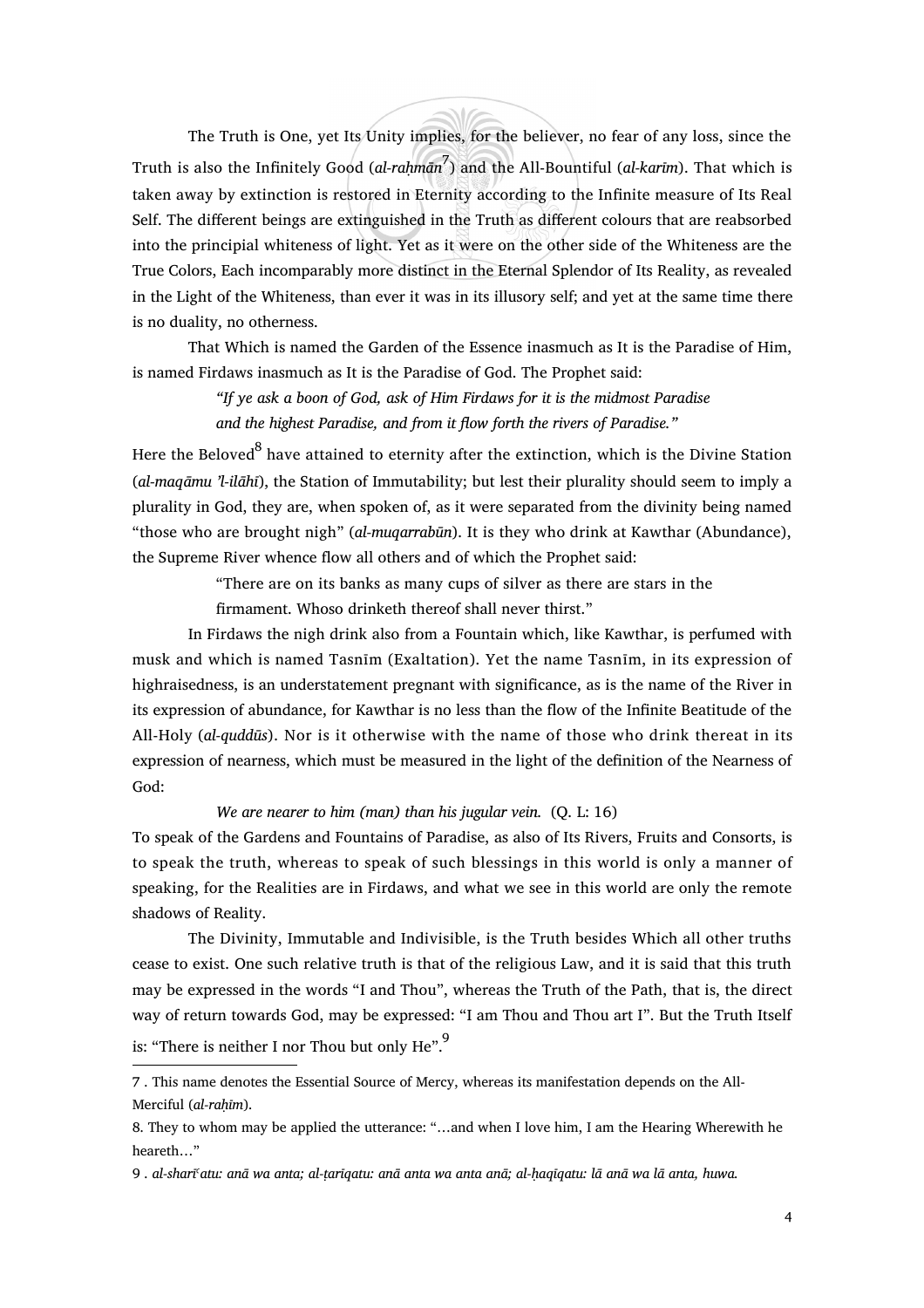The Truth is One, yet Its Unity implies, for the believer, no fear of any loss, since the Truth is also the Infinitely Good (*al-raḥmān*[7]) and the All-Bountiful (*al-karīm*). That which is taken away by extinction is restored in Eternity according to the Infinite measure of Its Real Self. The different beings are extinguished in the Truth as different colours that are reabsorbed into the principial whiteness of light. Yet as it were on the other side of the Whiteness are the True Colors, Each incomparably more distinct in the Eternal Splendor of Its Reality, as revealed in the Light of the Whiteness, than ever it was in its illusory self; and yet at the same time there is no duality, no otherness.

That Which is named the Garden of the Essence inasmuch as It is the Paradise of Him, is named Firdaws inasmuch as It is the Paradise of God. The Prophet said:

> *"If ye ask a boon of God, ask of Him Firdaws for it is the midmost Paradise and the highest Paradise, and from it flow forth the rivers of Paradise."*

Here the Beloved[8] have attained to eternity after the extinction, which is the Divine Station (*al-maqāmu 'l-ilāhī*), the Station of Immutability; but lest their plurality should seem to imply a plurality in God, they are, when spoken of, as it were separated from the divinity being named "those who are brought nigh" (*al-muqarrabūn*). It is they who drink at Kawthar (Abundance), the Supreme River whence flow all others and of which the Prophet said:

> "There are on its banks as many cups of silver as there are stars in the firmament. Whoso drinketh thereof shall never thirst."

In Firdaws the nigh drink also from a Fountain which, like Kawthar, is perfumed with musk and which is named Tasnīm (Exaltation). Yet the name Tasnīm, in its expression of highraisedness, is an understatement pregnant with significance, as is the name of the River in its expression of abundance, for Kawthar is no less than the flow of the Infinite Beatitude of the All-Holy (*al-quddūs*). Nor is it otherwise with the name of those who drink thereat in its expression of nearness, which must be measured in the light of the definition of the Nearness of God:

> *We are nearer to him (man) than his jugular vein.* (Q. L: 16)

To speak of the Gardens and Fountains of Paradise, as also of Its Rivers, Fruits and Consorts, is to speak the truth, whereas to speak of such blessings in this world is only a manner of speaking, for the Realities are in Firdaws, and what we see in this world are only the remote shadows of Reality.

The Divinity, Immutable and Indivisible, is the Truth besides Which all other truths cease to exist. One such relative truth is that of the religious Law, and it is said that this truth may be expressed in the words "I and Thou", whereas the Truth of the Path, that is, the direct way of return towards God, may be expressed: "I am Thou and Thou art I". But the Truth Itself is: "There is neither I nor Thou but only He".[9]

---

7 . This name denotes the Essential Source of Mercy, whereas its manifestation depends on the All-Merciful (*al-raḥīm*).

8. They to whom may be applied the utterance: "…and when I love him, I am the Hearing Wherewith he heareth…"

9 . *al-sharīʿatu: anā wa anta; al-ṭarīqatu: anā anta wa anta anā; al-ḥaqīqatu: lā anā wa lā anta, huwa.*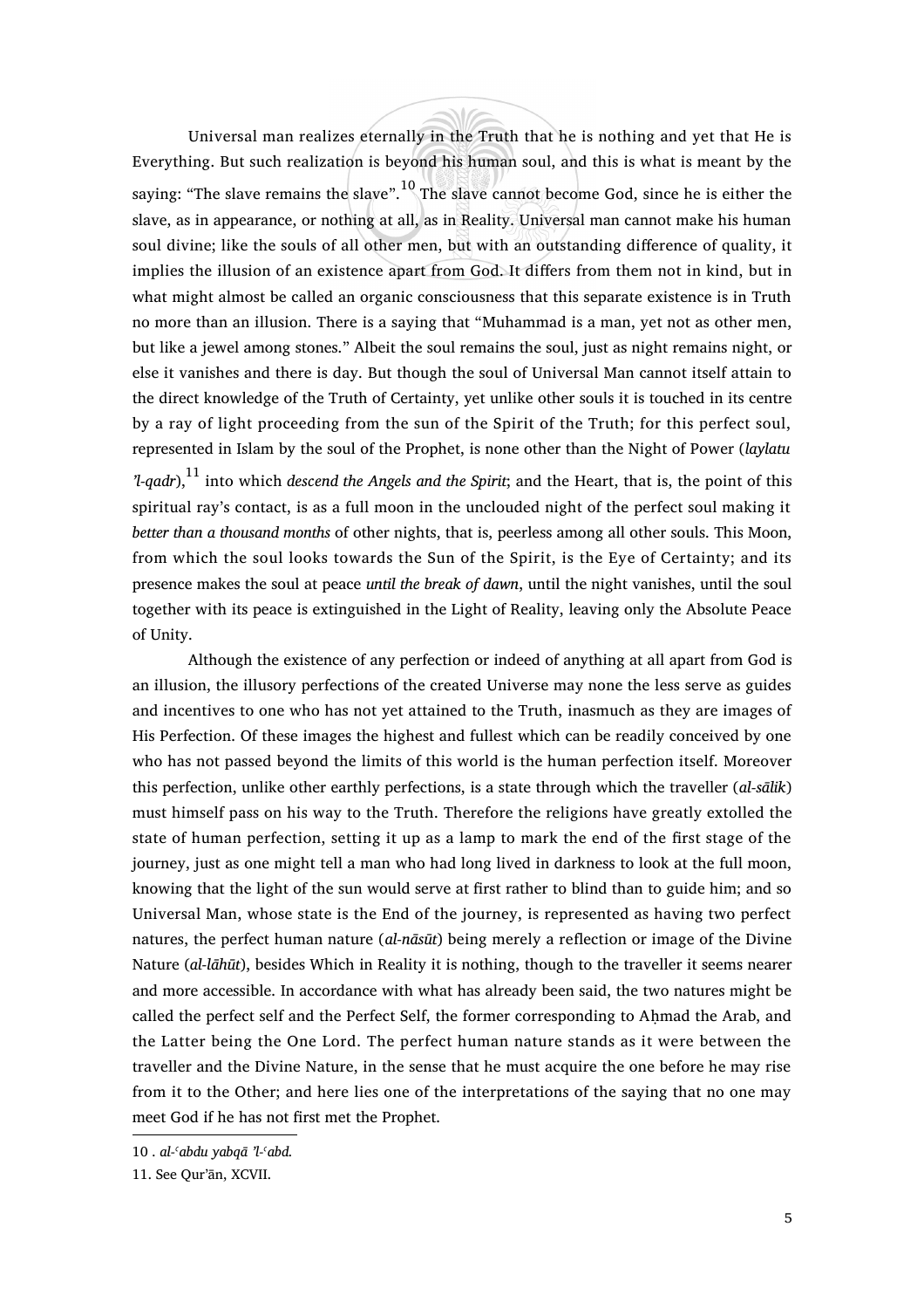Universal man realizes eternally in the Truth that he is nothing and yet that He is Everything. But such realization is beyond his human soul, and this is what is meant by the saying: "The slave remains the slave".[10] The slave cannot become God, since he is either the slave, as in appearance, or nothing at all, as in Reality. Universal man cannot make his human soul divine; like the souls of all other men, but with an outstanding difference of quality, it implies the illusion of an existence apart from God. It differs from them not in kind, but in what might almost be called an organic consciousness that this separate existence is in Truth no more than an illusion. There is a saying that "Muhammad is a man, yet not as other men, but like a jewel among stones." Albeit the soul remains the soul, just as night remains night, or else it vanishes and there is day. But though the soul of Universal Man cannot itself attain to the direct knowledge of the Truth of Certainty, yet unlike other souls it is touched in its centre by a ray of light proceeding from the sun of the Spirit of the Truth; for this perfect soul, represented in Islam by the soul of the Prophet, is none other than the Night of Power (*laylatu 'l-qadr*),[11] into which *descend the Angels and the Spirit*; and the Heart, that is, the point of this spiritual ray's contact, is as a full moon in the unclouded night of the perfect soul making it *better than a thousand months* of other nights, that is, peerless among all other souls. This Moon, from which the soul looks towards the Sun of the Spirit, is the Eye of Certainty; and its presence makes the soul at peace *until the break of dawn*, until the night vanishes, until the soul together with its peace is extinguished in the Light of Reality, leaving only the Absolute Peace of Unity.

Although the existence of any perfection or indeed of anything at all apart from God is an illusion, the illusory perfections of the created Universe may none the less serve as guides and incentives to one who has not yet attained to the Truth, inasmuch as they are images of His Perfection. Of these images the highest and fullest which can be readily conceived by one who has not passed beyond the limits of this world is the human perfection itself. Moreover this perfection, unlike other earthly perfections, is a state through which the traveller (*al-sālik*) must himself pass on his way to the Truth. Therefore the religions have greatly extolled the state of human perfection, setting it up as a lamp to mark the end of the first stage of the journey, just as one might tell a man who had long lived in darkness to look at the full moon, knowing that the light of the sun would serve at first rather to blind than to guide him; and so Universal Man, whose state is the End of the journey, is represented as having two perfect natures, the perfect human nature (*al-nāsūt*) being merely a reflection or image of the Divine Nature (*al-lāhūt*), besides Which in Reality it is nothing, though to the traveller it seems nearer and more accessible. In accordance with what has already been said, the two natures might be called the perfect self and the Perfect Self, the former corresponding to Aḥmad the Arab, and the Latter being the One Lord. The perfect human nature stands as it were between the traveller and the Divine Nature, in the sense that he must acquire the one before he may rise from it to the Other; and here lies one of the interpretations of the saying that no one may meet God if he has not first met the Prophet.

---

10 . *al-ʿabdu yabqā 'l-ʿabd.*

11. See Qur'ān, XCVII.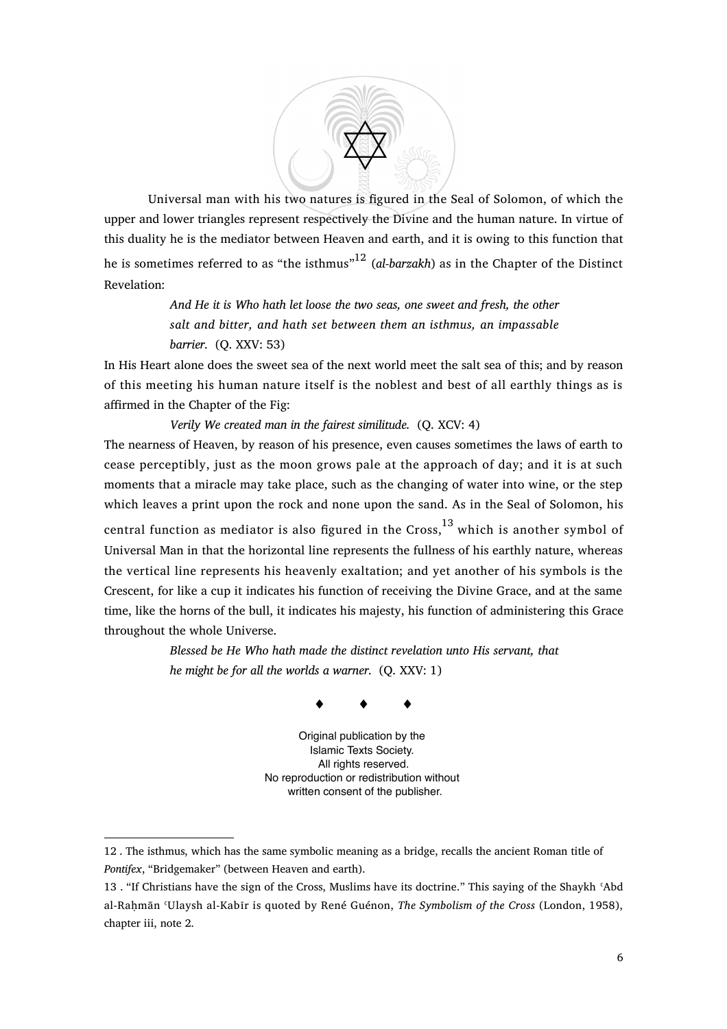Universal man with his two natures is figured in the Seal of Solomon, of which the upper and lower triangles represent respectively the Divine and the human nature. In virtue of this duality he is the mediator between Heaven and earth, and it is owing to this function that he is sometimes referred to as "the isthmus"[12] (*al-barzakh*) as in the Chapter of the Distinct Revelation:

> *And He it is Who hath let loose the two seas, one sweet and fresh, the other salt and bitter, and hath set between them an isthmus, an impassable barrier.* (Q. XXV: 53)

In His Heart alone does the sweet sea of the next world meet the salt sea of this; and by reason of this meeting his human nature itself is the noblest and best of all earthly things as is affirmed in the Chapter of the Fig:

> *Verily We created man in the fairest similitude.* (Q. XCV: 4)

The nearness of Heaven, by reason of his presence, even causes sometimes the laws of earth to cease perceptibly, just as the moon grows pale at the approach of day; and it is at such moments that a miracle may take place, such as the changing of water into wine, or the step which leaves a print upon the rock and none upon the sand. As in the Seal of Solomon, his central function as mediator is also figured in the Cross,[13] which is another symbol of Universal Man in that the horizontal line represents the fullness of his earthly nature, whereas the vertical line represents his heavenly exaltation; and yet another of his symbols is the Crescent, for like a cup it indicates his function of receiving the Divine Grace, and at the same time, like the horns of the bull, it indicates his majesty, his function of administering this Grace throughout the whole Universe.

> *Blessed be He Who hath made the distinct revelation unto His servant, that he might be for all the worlds a warner.* (Q. XXV: 1)

♦ ♦ ♦

Original publication by the
Islamic Texts Society.
All rights reserved.
No reproduction or redistribution without
written consent of the publisher.

---

12 . The isthmus, which has the same symbolic meaning as a bridge, recalls the ancient Roman title of *Pontifex*, "Bridgemaker" (between Heaven and earth).

13 . "If Christians have the sign of the Cross, Muslims have its doctrine." This saying of the Shaykh ʿAbd al-Raḥmān ʿUlaysh al-Kabīr is quoted by René Guénon, *The Symbolism of the Cross* (London, 1958), chapter iii, note 2.